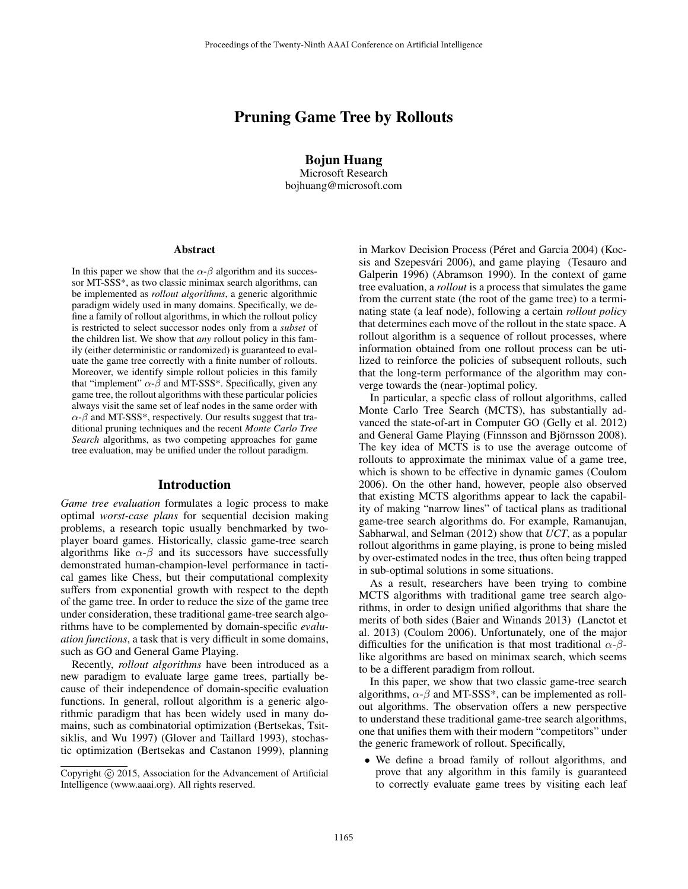# Pruning Game Tree by Rollouts

**Bojun Huang**
Microsoft Research
bojhuang@microsoft.com

## Abstract

In this paper we show that the $\alpha$-$\beta$ algorithm and its successor MT-SSS*, as two classic minimax search algorithms, can be implemented as *rollout algorithms*, a generic algorithmic paradigm widely used in many domains. Specifically, we define a family of rollout algorithms, in which the rollout policy is restricted to select successor nodes only from a *subset* of the children list. We show that *any* rollout policy in this family (either deterministic or randomized) is guaranteed to evaluate the game tree correctly with a finite number of rollouts. Moreover, we identify simple rollout policies in this family that "implement" $\alpha$-$\beta$ and MT-SSS*. Specifically, given any game tree, the rollout algorithms with these particular policies always visit the same set of leaf nodes in the same order with $\alpha$-$\beta$ and MT-SSS*, respectively. Our results suggest that traditional pruning techniques and the recent *Monte Carlo Tree Search* algorithms, as two competing approaches for game tree evaluation, may be unified under the rollout paradigm.

## Introduction

*Game tree evaluation* formulates a logic process to make optimal *worst-case plans* for sequential decision making problems, a research topic usually benchmarked by two-player board games. Historically, classic game-tree search algorithms like $\alpha$-$\beta$ and its successors have successfully demonstrated human-champion-level performance in tactical games like Chess, but their computational complexity suffers from exponential growth with respect to the depth of the game tree. In order to reduce the size of the game tree under consideration, these traditional game-tree search algorithms have to be complemented by domain-specific *evaluation functions*, a task that is very difficult in some domains, such as GO and General Game Playing.

Recently, *rollout algorithms* have been introduced as a new paradigm to evaluate large game trees, partially because of their independence of domain-specific evaluation functions. In general, rollout algorithm is a generic algorithmic paradigm that has been widely used in many domains, such as combinatorial optimization (Bertsekas, Tsitsiklis, and Wu 1997) (Glover and Taillard 1993), stochastic optimization (Bertsekas and Castanon 1999), planning in Markov Decision Process (Péret and Garcia 2004) (Kocsis and Szepesvári 2006), and game playing (Tesauro and Galperin 1996) (Abramson 1990). In the context of game tree evaluation, a *rollout* is a process that simulates the game from the current state (the root of the game tree) to a terminating state (a leaf node), following a certain *rollout policy* that determines each move of the rollout in the state space. A rollout algorithm is a sequence of rollout processes, where information obtained from one rollout process can be utilized to reinforce the policies of subsequent rollouts, such that the long-term performance of the algorithm may converge towards the (near-)optimal policy.

In particular, a specfic class of rollout algorithms, called Monte Carlo Tree Search (MCTS), has substantially advanced the state-of-art in Computer GO (Gelly et al. 2012) and General Game Playing (Finnsson and Björnsson 2008). The key idea of MCTS is to use the average outcome of rollouts to approximate the minimax value of a game tree, which is shown to be effective in dynamic games (Coulom 2006). On the other hand, however, people also observed that existing MCTS algorithms appear to lack the capability of making "narrow lines" of tactical plans as traditional game-tree search algorithms do. For example, Ramanujan, Sabharwal, and Selman (2012) show that *UCT*, as a popular rollout algorithms in game playing, is prone to being misled by over-estimated nodes in the tree, thus often being trapped in sub-optimal solutions in some situations.

As a result, researchers have been trying to combine MCTS algorithms with traditional game tree search algorithms, in order to design unified algorithms that share the merits of both sides (Baier and Winands 2013) (Lanctot et al. 2013) (Coulom 2006). Unfortunately, one of the major difficulties for the unification is that most traditional $\alpha$-$\beta$-like algorithms are based on minimax search, which seems to be a different paradigm from rollout.

In this paper, we show that two classic game-tree search algorithms, $\alpha$-$\beta$ and MT-SSS*, can be implemented as rollout algorithms. The observation offers a new perspective to understand these traditional game-tree search algorithms, one that unifies them with their modern "competitors" under the generic framework of rollout. Specifically,

- We define a broad family of rollout algorithms, and prove that any algorithm in this family is guaranteed to correctly evaluate game trees by visiting each leaf

Copyright © 2015, Association for the Advancement of Artificial Intelligence (www.aaai.org). All rights reserved.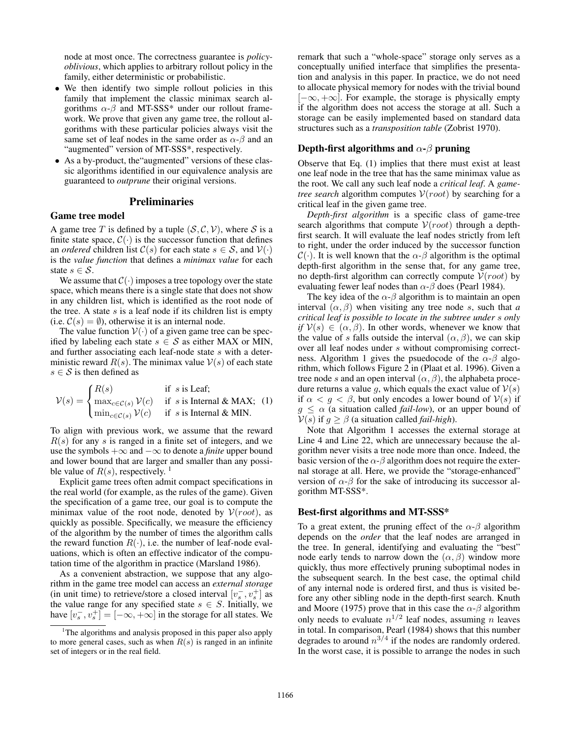node at most once. The correctness guarantee is *policy-oblivious*, which applies to arbitrary rollout policy in the family, either deterministic or probabilistic.

- We then identify two simple rollout policies in this family that implement the classic minimax search algorithms $\alpha$-$\beta$ and MT-SSS* under our rollout framework. We prove that given any game tree, the rollout algorithms with these particular policies always visit the same set of leaf nodes in the same order as $\alpha$-$\beta$ and an "augmented" version of MT-SSS*, respectively.
- As a by-product, the"augmented" versions of these classic algorithms identified in our equivalence analysis are guaranteed to *outprune* their original versions.

## Preliminaries

### Game tree model

A game tree $T$ is defined by a tuple $(\mathcal{S}, \mathcal{C}, \mathcal{V})$, where $\mathcal{S}$ is a finite state space, $\mathcal{C}(\cdot)$ is the successor function that defines an *ordered* children list $\mathcal{C}(s)$ for each state $s \in \mathcal{S}$, and $\mathcal{V}(\cdot)$ is the *value function* that defines a *minimax value* for each state $s \in \mathcal{S}$.

We assume that $\mathcal{C}(\cdot)$ imposes a tree topology over the state space, which means there is a single state that does not show in any children list, which is identified as the root node of the tree. A state $s$ is a leaf node if its children list is empty (i.e. $\mathcal{C}(s) = \emptyset$), otherwise it is an internal node.

The value function $\mathcal{V}(\cdot)$ of a given game tree can be specified by labeling each state $s \in \mathcal{S}$ as either MAX or MIN, and further associating each leaf-node state $s$ with a deterministic reward $R(s)$. The minimax value $\mathcal{V}(s)$ of each state $s \in \mathcal{S}$ is then defined as

$$\mathcal{V}(s) = \begin{cases} R(s) & \text{if } s \text{ is Leaf;} \\ \max_{c \in \mathcal{C}(s)} \mathcal{V}(c) & \text{if } s \text{ is Internal \& MAX;} \\ \min_{c \in \mathcal{C}(s)} \mathcal{V}(c) & \text{if } s \text{ is Internal \& MIN.} \end{cases} \quad (1)$$

To align with previous work, we assume that the reward $R(s)$ for any $s$ is ranged in a finite set of integers, and we use the symbols $+\infty$ and $-\infty$ to denote a *finite* upper bound and lower bound that are larger and smaller than any possible value of $R(s)$, respectively. [1]

Explicit game trees often admit compact specifications in the real world (for example, as the rules of the game). Given the specification of a game tree, our goal is to compute the minimax value of the root node, denoted by $\mathcal{V}(root)$, as quickly as possible. Specifically, we measure the efficiency of the algorithm by the number of times the algorithm calls the reward function $R(\cdot)$, i.e. the number of leaf-node evaluations, which is often an effective indicator of the computation time of the algorithm in practice (Marsland 1986).

As a convenient abstraction, we suppose that any algorithm in the game tree model can access an *external storage* (in unit time) to retrieve/store a closed interval $[v_s^-, v_s^+]$ as the value range for any specified state $s \in S$. Initially, we have $[v_s^-, v_s^+] = [-\infty, +\infty]$ in the storage for all states. We remark that such a "whole-space" storage only serves as a conceptually unified interface that simplifies the presentation and analysis in this paper. In practice, we do not need to allocate physical memory for nodes with the trivial bound $[-\infty, +\infty]$. For example, the storage is physically empty if the algorithm does not access the storage at all. Such a storage can be easily implemented based on standard data structures such as a *transposition table* (Zobrist 1970).

[1] The algorithms and analysis proposed in this paper also apply to more general cases, such as when $R(s)$ is ranged in an infinite set of integers or in the real field.

### Depth-first algorithms and $\alpha$-$\beta$ pruning

Observe that Eq. (1) implies that there must exist at least one leaf node in the tree that has the same minimax value as the root. We call any such leaf node a *critical leaf*. A *game-tree search* algorithm computes $\mathcal{V}(root)$ by searching for a critical leaf in the given game tree.

*Depth-first algorithm* is a specific class of game-tree search algorithms that compute $\mathcal{V}(root)$ through a depth-first search. It will evaluate the leaf nodes strictly from left to right, under the order induced by the successor function $\mathcal{C}(\cdot)$. It is well known that the $\alpha$-$\beta$ algorithm is the optimal depth-first algorithm in the sense that, for any game tree, no depth-first algorithm can correctly compute $\mathcal{V}(root)$ by evaluating fewer leaf nodes than $\alpha$-$\beta$ does (Pearl 1984).

The key idea of the $\alpha$-$\beta$ algorithm is to maintain an open interval $(\alpha, \beta)$ when visiting any tree node $s$, such that *a critical leaf is possible to locate in the subtree under $s$ only if* $\mathcal{V}(s) \in (\alpha, \beta)$. In other words, whenever we know that the value of $s$ falls outside the interval $(\alpha, \beta)$, we can skip over all leaf nodes under $s$ without compromising correctness. Algorithm 1 gives the psuedocode of the $\alpha$-$\beta$ algorithm, which follows Figure 2 in (Plaat et al. 1996). Given a tree node $s$ and an open interval $(\alpha, \beta)$, the alphabeta procedure returns a value $g$, which equals the exact value of $\mathcal{V}(s)$ if $\alpha < g < \beta$, but only encodes a lower bound of $\mathcal{V}(s)$ if $g \le \alpha$ (a situation called *fail-low*), or an upper bound of $\mathcal{V}(s)$ if $g \ge \beta$ (a situation called *fail-high*).

Note that Algorithm 1 accesses the external storage at Line 4 and Line 22, which are unnecessary because the algorithm never visits a tree node more than once. Indeed, the basic version of the $\alpha$-$\beta$ algorithm does not require the external storage at all. Here, we provide the "storage-enhanced" version of $\alpha$-$\beta$ for the sake of introducing its successor algorithm MT-SSS*.

### Best-first algorithms and MT-SSS*

To a great extent, the pruning effect of the $\alpha$-$\beta$ algorithm depends on the *order* that the leaf nodes are arranged in the tree. In general, identifying and evaluating the "best" node early tends to narrow down the $(\alpha, \beta)$ window more quickly, thus more effectively pruning suboptimal nodes in the subsequent search. In the best case, the optimal child of any internal node is ordered first, and thus is visited before any other sibling node in the depth-first search. Knuth and Moore (1975) prove that in this case the $\alpha$-$\beta$ algorithm only needs to evaluate $n^{1/2}$ leaf nodes, assuming $n$ leaves in total. In comparison, Pearl (1984) shows that this number degrades to around $n^{3/4}$ if the nodes are randomly ordered. In the worst case, it is possible to arrange the nodes in such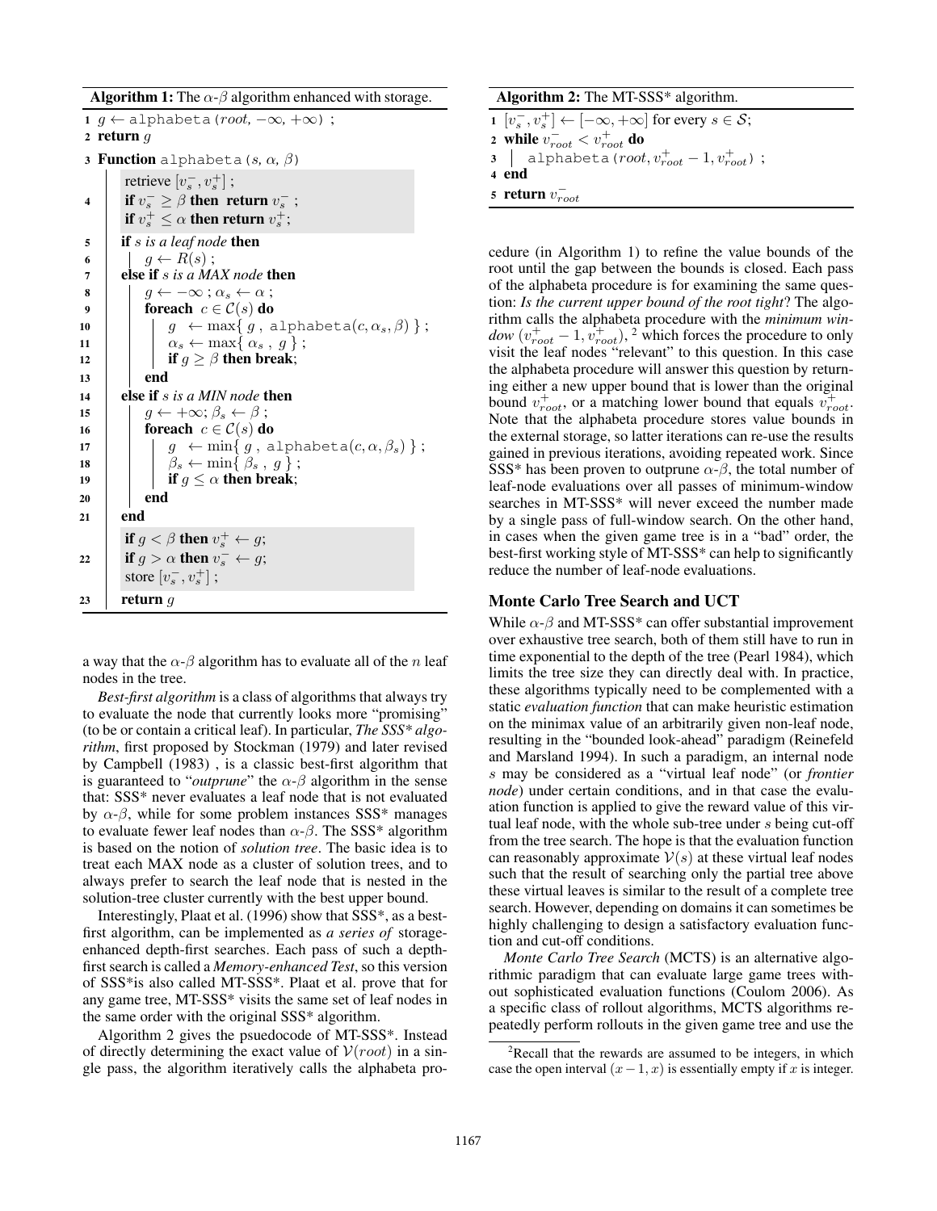**Algorithm 1:** The $\alpha$-$\beta$ algorithm enhanced with storage.

```
1  g ← alphabeta(root, −∞, +∞) ;
2  return g
3  Function alphabeta(s, α, β)
       retrieve [v_s^-, v_s^+] ;
4      if v_s^- ≥ β then return v_s^- ;
       if v_s^+ ≤ α then return v_s^+;
5      if s is a leaf node then
6          g ← R(s) ;
7      else if s is a MAX node then
8          g ← −∞ ; α_s ← α ;
9          foreach c ∈ C(s) do
10             g ← max{ g , alphabeta(c, α_s, β) } ;
11             α_s ← max{ α_s , g } ;
12             if g ≥ β then break;
13         end
14     else if s is a MIN node then
15         g ← +∞; β_s ← β ;
16         foreach c ∈ C(s) do
17             g ← min{ g , alphabeta(c, α, β_s) } ;
18             β_s ← min{ β_s , g } ;
19             if g ≤ α then break;
20         end
21     end
       if g < β then v_s^+ ← g;
22     if g > α then v_s^- ← g;
       store [v_s^-, v_s^+] ;
23     return g
```

a way that the $\alpha$-$\beta$ algorithm has to evaluate all of the $n$ leaf nodes in the tree.

*Best-first algorithm* is a class of algorithms that always try to evaluate the node that currently looks more "promising" (to be or contain a critical leaf). In particular, *The SSS\* algorithm*, first proposed by Stockman (1979) and later revised by Campbell (1983) , is a classic best-first algorithm that is guaranteed to "*outprune*" the $\alpha$-$\beta$ algorithm in the sense that: SSS* never evaluates a leaf node that is not evaluated by $\alpha$-$\beta$, while for some problem instances SSS* manages to evaluate fewer leaf nodes than $\alpha$-$\beta$. The SSS* algorithm is based on the notion of *solution tree*. The basic idea is to treat each MAX node as a cluster of solution trees, and to always prefer to search the leaf node that is nested in the solution-tree cluster currently with the best upper bound.

Interestingly, Plaat et al. (1996) show that SSS*, as a best-first algorithm, can be implemented as *a series of* storage-enhanced depth-first searches. Each pass of such a depth-first search is called a *Memory-enhanced Test*, so this version of SSS*is also called MT-SSS*. Plaat et al. prove that for any game tree, MT-SSS* visits the same set of leaf nodes in the same order with the original SSS* algorithm.

Algorithm 2 gives the psuedocode of MT-SSS*. Instead of directly determining the exact value of $\mathcal{V}(root)$ in a single pass, the algorithm iteratively calls the alphabeta procedure (in Algorithm 1) to refine the value bounds of the root until the gap between the bounds is closed. Each pass of the alphabeta procedure is for examining the same question: *Is the current upper bound of the root tight*? The algorithm calls the alphabeta procedure with the *minimum window* $(v^+_{root} - 1, v^+_{root})$, [2] which forces the procedure to only visit the leaf nodes "relevant" to this question. In this case the alphabeta procedure will answer this question by returning either a new upper bound that is lower than the original bound $v^+_{root}$, or a matching lower bound that equals $v^+_{root}$. Note that the alphabeta procedure stores value bounds in the external storage, so latter iterations can re-use the results gained in previous iterations, avoiding repeated work. Since SSS* has been proven to outprune $\alpha$-$\beta$, the total number of leaf-node evaluations over all passes of minimum-window searches in MT-SSS* will never exceed the number made by a single pass of full-window search. On the other hand, in cases when the given game tree is in a "bad" order, the best-first working style of MT-SSS* can help to significantly reduce the number of leaf-node evaluations.

**Algorithm 2:** The MT-SSS* algorithm.

```
1  [v_s^-, v_s^+] ← [−∞, +∞] for every s ∈ S;
2  while v_root^- < v_root^+ do
3      alphabeta(root, v_root^+ − 1, v_root^+) ;
4  end
5  return v_root^-
```

## Monte Carlo Tree Search and UCT

While $\alpha$-$\beta$ and MT-SSS* can offer substantial improvement over exhaustive tree search, both of them still have to run in time exponential to the depth of the tree (Pearl 1984), which limits the tree size they can directly deal with. In practice, these algorithms typically need to be complemented with a static *evaluation function* that can make heuristic estimation on the minimax value of an arbitrarily given non-leaf node, resulting in the "bounded look-ahead" paradigm (Reinefeld and Marsland 1994). In such a paradigm, an internal node $s$ may be considered as a "virtual leaf node" (or *frontier node*) under certain conditions, and in that case the evaluation function is applied to give the reward value of this virtual leaf node, with the whole sub-tree under $s$ being cut-off from the tree search. The hope is that the evaluation function can reasonably approximate $\mathcal{V}(s)$ at these virtual leaf nodes such that the result of searching only the partial tree above these virtual leaves is similar to the result of a complete tree search. However, depending on domains it can sometimes be highly challenging to design a satisfactory evaluation function and cut-off conditions.

*Monte Carlo Tree Search* (MCTS) is an alternative algorithmic paradigm that can evaluate large game trees without sophisticated evaluation functions (Coulom 2006). As a specific class of rollout algorithms, MCTS algorithms repeatedly perform rollouts in the given game tree and use the

[2] Recall that the rewards are assumed to be integers, in which case the open interval $(x-1, x)$ is essentially empty if $x$ is integer.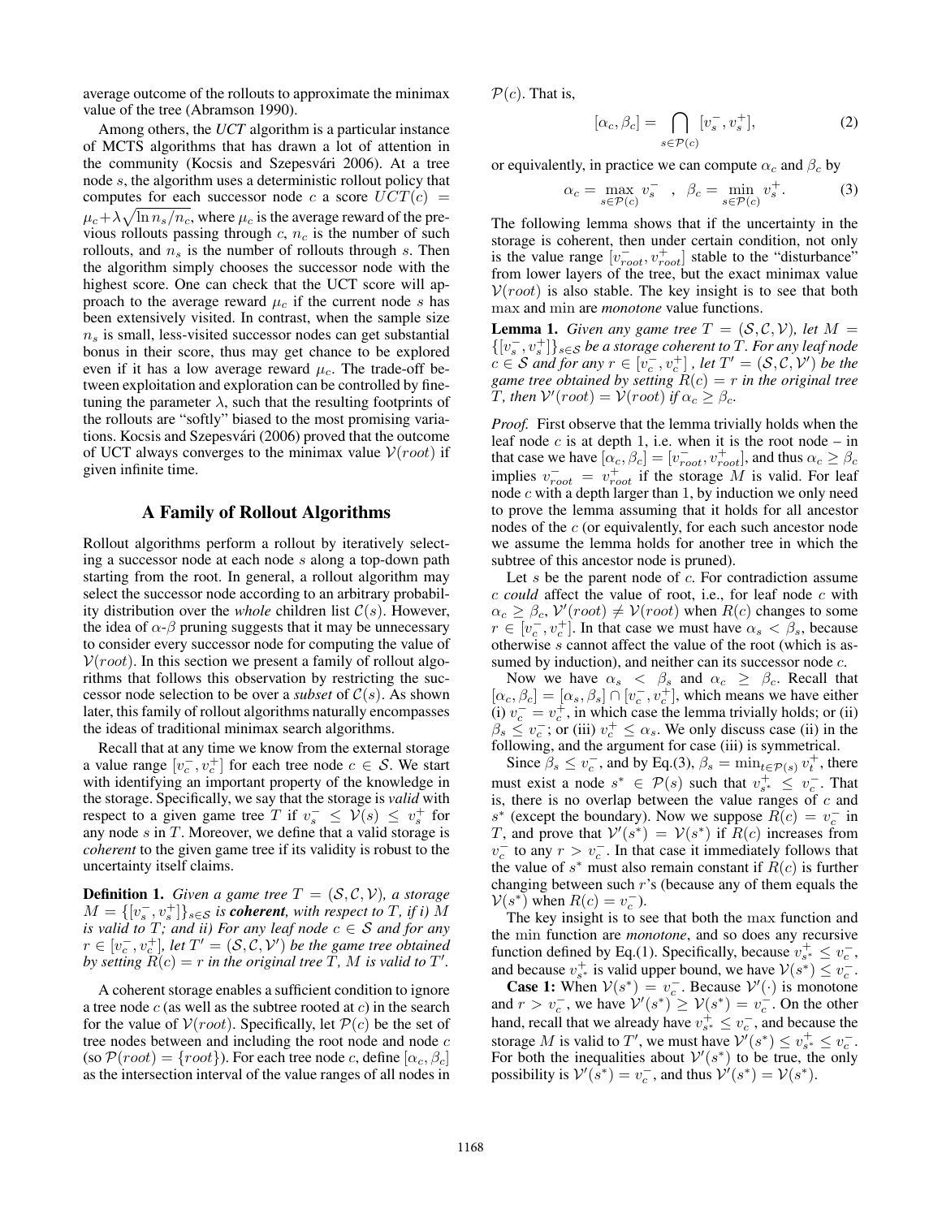average outcome of the rollouts to approximate the minimax value of the tree (Abramson 1990).

Among others, the *UCT* algorithm is a particular instance of MCTS algorithms that has drawn a lot of attention in the community (Kocsis and Szepesvári 2006). At a tree node $s$, the algorithm uses a deterministic rollout policy that computes for each successor node $c$ a score $UCT(c) = \mu_c + \lambda\sqrt{\ln n_s / n_c}$, where $\mu_c$ is the average reward of the previous rollouts passing through $c$, $n_c$ is the number of such rollouts, and $n_s$ is the number of rollouts through $s$. Then the algorithm simply chooses the successor node with the highest score. One can check that the UCT score will approach to the average reward $\mu_c$ if the current node $s$ has been extensively visited. In contrast, when the sample size $n_s$ is small, less-visited successor nodes can get substantial bonus in their score, thus may get chance to be explored even if it has a low average reward $\mu_c$. The trade-off between exploitation and exploration can be controlled by fine-tuning the parameter $\lambda$, such that the resulting footprints of the rollouts are "softly" biased to the most promising variations. Kocsis and Szepesvári (2006) proved that the outcome of UCT always converges to the minimax value $\mathcal{V}(root)$ if given infinite time.

## A Family of Rollout Algorithms

Rollout algorithms perform a rollout by iteratively selecting a successor node at each node $s$ along a top-down path starting from the root. In general, a rollout algorithm may select the successor node according to an arbitrary probability distribution over the *whole* children list $\mathcal{C}(s)$. However, the idea of $\alpha$-$\beta$ pruning suggests that it may be unnecessary to consider every successor node for computing the value of $\mathcal{V}(root)$. In this section we present a family of rollout algorithms that follows this observation by restricting the successor node selection to be over a *subset* of $\mathcal{C}(s)$. As shown later, this family of rollout algorithms naturally encompasses the ideas of traditional minimax search algorithms.

Recall that at any time we know from the external storage a value range $[v_c^-, v_c^+]$ for each tree node $c \in \mathcal{S}$. We start with identifying an important property of the knowledge in the storage. Specifically, we say that the storage is *valid* with respect to a given game tree $T$ if $v_s^- \leq \mathcal{V}(s) \leq v_s^+$ for any node $s$ in $T$. Moreover, we define that a valid storage is *coherent* to the given game tree if its validity is robust to the uncertainty itself claims.

**Definition 1.** *Given a game tree $T = (\mathcal{S}, \mathcal{C}, \mathcal{V})$, a storage $M = \{[v_s^-, v_s^+]\}_{s \in \mathcal{S}}$ is **coherent**, with respect to $T$, if i) $M$ is valid to $T$; and ii) For any leaf node $c \in \mathcal{S}$ and for any $r \in [v_c^-, v_c^+]$, let $T' = (\mathcal{S}, \mathcal{C}, \mathcal{V}')$ be the game tree obtained by setting $R(c) = r$ in the original tree $T$, $M$ is valid to $T'$.*

A coherent storage enables a sufficient condition to ignore a tree node $c$ (as well as the subtree rooted at $c$) in the search for the value of $\mathcal{V}(root)$. Specifically, let $\mathcal{P}(c)$ be the set of tree nodes between and including the root node and node $c$ (so $\mathcal{P}(root) = \{root\}$). For each tree node $c$, define $[\alpha_c, \beta_c]$ as the intersection interval of the value ranges of all nodes in $\mathcal{P}(c)$. That is,

$$[\alpha_c, \beta_c] = \bigcap_{s \in \mathcal{P}(c)} [v_s^-, v_s^+], \tag{2}$$

or equivalently, in practice we can compute $\alpha_c$ and $\beta_c$ by

$$\alpha_c = \max_{s \in \mathcal{P}(c)} v_s^- \quad , \quad \beta_c = \min_{s \in \mathcal{P}(c)} v_s^+. \tag{3}$$

The following lemma shows that if the uncertainty in the storage is coherent, then under certain condition, not only is the value range $[v_{root}^-, v_{root}^+]$ stable to the "disturbance" from lower layers of the tree, but the exact minimax value $\mathcal{V}(root)$ is also stable. The key insight is to see that both max and min are *monotone* value functions.

**Lemma 1.** *Given any game tree $T = (\mathcal{S}, \mathcal{C}, \mathcal{V})$, let $M = \{[v_s^-, v_s^+]\}_{s \in \mathcal{S}}$ be a storage coherent to $T$. For any leaf node $c \in \mathcal{S}$ and for any $r \in [v_c^-, v_c^+]$, let $T' = (\mathcal{S}, \mathcal{C}, \mathcal{V}')$ be the game tree obtained by setting $R(c) = r$ in the original tree $T$, then $\mathcal{V}'(root) = \mathcal{V}(root)$ if $\alpha_c \geq \beta_c$.*

*Proof.* First observe that the lemma trivially holds when the leaf node $c$ is at depth 1, i.e. when it is the root node – in that case we have $[\alpha_c, \beta_c] = [v_{root}^-, v_{root}^+]$, and thus $\alpha_c \geq \beta_c$ implies $v_{root}^- = v_{root}^+$ if the storage $M$ is valid. For leaf node $c$ with a depth larger than 1, by induction we only need to prove the lemma assuming that it holds for all ancestor nodes of the $c$ (or equivalently, for each such ancestor node we assume the lemma holds for another tree in which the subtree of this ancestor node is pruned).

Let $s$ be the parent node of $c$. For contradiction assume $c$ *could* affect the value of root, i.e., for leaf node $c$ with $\alpha_c \geq \beta_c$, $\mathcal{V}'(root) \neq \mathcal{V}(root)$ when $R(c)$ changes to some $r \in [v_c^-, v_c^+]$. In that case we must have $\alpha_s < \beta_s$, because otherwise $s$ cannot affect the value of the root (which is assumed by induction), and neither can its successor node $c$.

Now we have $\alpha_s < \beta_s$ and $\alpha_c \geq \beta_c$. Recall that $[\alpha_c, \beta_c] = [\alpha_s, \beta_s] \cap [v_c^-, v_c^+]$, which means we have either (i) $v_c^- = v_c^+$, in which case the lemma trivially holds; or (ii) $\beta_s \leq v_c^-$; or (iii) $v_c^+ \leq \alpha_s$. We only discuss case (ii) in the following, and the argument for case (iii) is symmetrical.

Since $\beta_s \leq v_c^-$, and by Eq.(3), $\beta_s = \min_{t \in \mathcal{P}(s)} v_t^+$, there must exist a node $s^* \in \mathcal{P}(s)$ such that $v_{s^*}^+ \leq v_c^-$. That is, there is no overlap between the value ranges of $c$ and $s^*$ (except the boundary). Now we suppose $R(c) = v_c^-$ in $T$, and prove that $\mathcal{V}'(s^*) = \mathcal{V}(s^*)$ if $R(c)$ increases from $v_c^-$ to any $r > v_c^-$. In that case it immediately follows that the value of $s^*$ must also remain constant if $R(c)$ is further changing between such $r$'s (because any of them equals the $\mathcal{V}(s^*)$ when $R(c) = v_c^-$).

The key insight is to see that both the max function and the min function are *monotone*, and so does any recursive function defined by Eq.(1). Specifically, because $v_{s^*}^+ \leq v_c^-$, and because $v_{s^*}^+$ is valid upper bound, we have $\mathcal{V}(s^*) \leq v_c^-$.

**Case 1:** When $\mathcal{V}(s^*) = v_c^-$. Because $\mathcal{V}'(\cdot)$ is monotone and $r > v_c^-$, we have $\mathcal{V}'(s^*) \geq \mathcal{V}(s^*) = v_c^-$. On the other hand, recall that we already have $v_{s^*}^+ \leq v_c^-$, and because the storage $M$ is valid to $T'$, we must have $\mathcal{V}'(s^*) \leq v_{s^*}^+ \leq v_c^-$. For both the inequalities about $\mathcal{V}'(s^*)$ to be true, the only possibility is $\mathcal{V}'(s^*) = v_c^-$, and thus $\mathcal{V}'(s^*) = \mathcal{V}(s^*)$.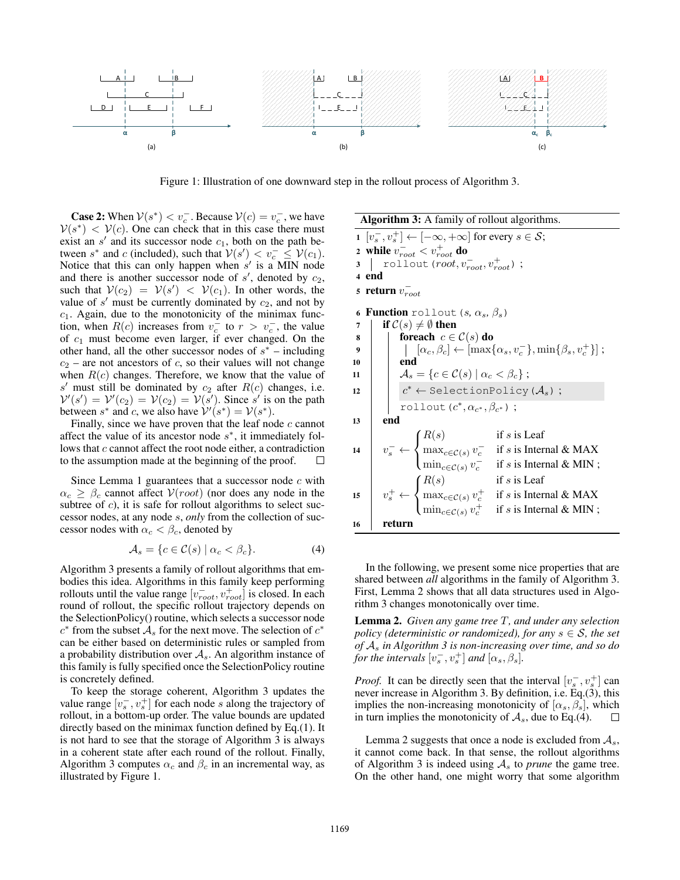Figure 1: Illustration of one downward step in the rollout process of Algorithm 3.

**Case 2:** When $\mathcal{V}(s^*) < v_c^-$. Because $\mathcal{V}(c) = v_c^-$, we have $\mathcal{V}(s^*) < \mathcal{V}(c)$. One can check that in this case there must exist an $s'$ and its successor node $c_1$, both on the path between $s^*$ and $c$ (included), such that $\mathcal{V}(s') < v_c^- \leq \mathcal{V}(c_1)$. Notice that this can only happen when $s'$ is a MIN node and there is another successor node of $s'$, denoted by $c_2$, such that $\mathcal{V}(c_2) = \mathcal{V}(s') < \mathcal{V}(c_1)$. In other words, the value of $s'$ must be currently dominated by $c_2$, and not by $c_1$. Again, due to the monotonicity of the minimax function, when $R(c)$ increases from $v_c^-$ to $r > v_c^-$, the value of $c_1$ must become even larger, if ever changed. On the other hand, all the other successor nodes of $s^*$ – including $c_2$ – are not ancestors of $c$, so their values will not change when $R(c)$ changes. Therefore, we know that the value of $s'$ must still be dominated by $c_2$ after $R(c)$ changes, i.e. $\mathcal{V}'(s') = \mathcal{V}'(c_2) = \mathcal{V}(c_2) = \mathcal{V}(s')$. Since $s'$ is on the path between $s^*$ and $c$, we also have $\mathcal{V}'(s^*) = \mathcal{V}(s^*)$.

Finally, since we have proven that the leaf node $c$ cannot affect the value of its ancestor node $s^*$, it immediately follows that $c$ cannot affect the root node either, a contradiction to the assumption made at the beginning of the proof. □

Since Lemma 1 guarantees that a successor node $c$ with $\alpha_c \geq \beta_c$ cannot affect $\mathcal{V}(root)$ (nor does any node in the subtree of $c$), it is safe for rollout algorithms to select successor nodes, at any node $s$, *only* from the collection of successor nodes with $\alpha_c < \beta_c$, denoted by

$$\mathcal{A}_s = \{c \in \mathcal{C}(s) \mid \alpha_c < \beta_c\}. \tag{4}$$

Algorithm 3 presents a family of rollout algorithms that embodies this idea. Algorithms in this family keep performing rollouts until the value range $[v_{root}^-, v_{root}^+]$ is closed. In each round of rollout, the specific rollout trajectory depends on the SelectionPolicy() routine, which selects a successor node $c^*$ from the subset $\mathcal{A}_s$ for the next move. The selection of $c^*$ can be either based on deterministic rules or sampled from a probability distribution over $\mathcal{A}_s$. An algorithm instance of this family is fully specified once the SelectionPolicy routine is concretely defined.

To keep the storage coherent, Algorithm 3 updates the value range $[v_s^-, v_s^+]$ for each node $s$ along the trajectory of rollout, in a bottom-up order. The value bounds are updated directly based on the minimax function defined by Eq.(1). It is not hard to see that the storage of Algorithm 3 is always in a coherent state after each round of the rollout. Finally, Algorithm 3 computes $\alpha_c$ and $\beta_c$ in an incremental way, as illustrated by Figure 1.

**Algorithm 3:** A family of rollout algorithms.

```
1  [v_s^-, v_s^+] ← [−∞, +∞] for every s ∈ S;
2  while v_root^- < v_root^+ do
3  |   rollout(root, v_root^-, v_root^+) ;
4  end
5  return v_root^-

6  Function rollout(s, α_s, β_s)
7  |   if C(s) ≠ ∅ then
8  |   |   foreach c ∈ C(s) do
9  |   |   |   [α_c, β_c] ← [max{α_s, v_c^-}, min{β_s, v_c^+}] ;
10 |   |   end
11 |   |   A_s = {c ∈ C(s) | α_c < β_c} ;
12 |   |   c* ← SelectionPolicy(A_s) ;
   |   |   rollout(c*, α_c*, β_c*) ;
13 |   end
14 |   v_s^- ← { R(s)                  if s is Leaf
   |             max_{c∈C(s)} v_c^-    if s is Internal & MAX
   |             min_{c∈C(s)} v_c^-    if s is Internal & MIN ;
15 |   v_s^+ ← { R(s)                  if s is Leaf
   |             max_{c∈C(s)} v_c^+    if s is Internal & MAX
   |             min_{c∈C(s)} v_c^+    if s is Internal & MIN ;
16 |   return
```

In the following, we present some nice properties that are shared between *all* algorithms in the family of Algorithm 3. First, Lemma 2 shows that all data structures used in Algorithm 3 changes monotonically over time.

**Lemma 2.** *Given any game tree $T$, and under any selection policy (deterministic or randomized), for any $s \in \mathcal{S}$, the set of $\mathcal{A}_s$ in Algorithm 3 is non-increasing over time, and so do for the intervals $[v_s^-, v_s^+]$ and $[\alpha_s, \beta_s]$.*

*Proof.* It can be directly seen that the interval $[v_s^-, v_s^+]$ can never increase in Algorithm 3. By definition, i.e. Eq.(3), this implies the non-increasing monotonicity of $[\alpha_s, \beta_s]$, which in turn implies the monotonicity of $\mathcal{A}_s$, due to Eq.(4). □

Lemma 2 suggests that once a node is excluded from $\mathcal{A}_s$, it cannot come back. In that sense, the rollout algorithms of Algorithm 3 is indeed using $\mathcal{A}_s$ to *prune* the game tree. On the other hand, one might worry that some algorithm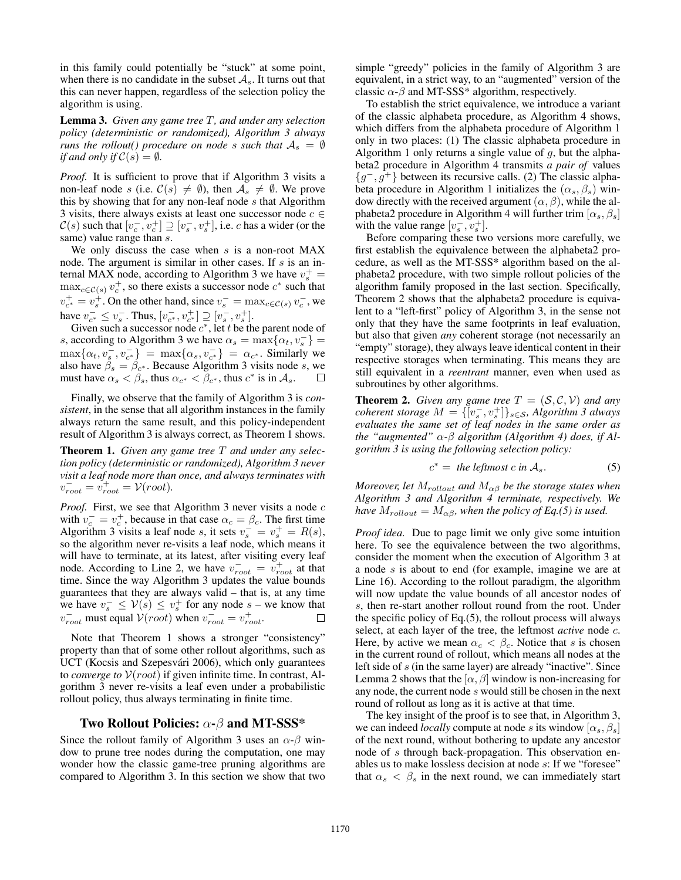in this family could potentially be "stuck" at some point, when there is no candidate in the subset $\mathcal{A}_s$. It turns out that this can never happen, regardless of the selection policy the algorithm is using.

**Lemma 3.** *Given any game tree $T$, and under any selection policy (deterministic or randomized), Algorithm 3 always runs the rollout() procedure on node $s$ such that $\mathcal{A}_s = \emptyset$ if and only if $\mathcal{C}(s) = \emptyset$.*

*Proof.* It is sufficient to prove that if Algorithm 3 visits a non-leaf node $s$ (i.e. $\mathcal{C}(s) \neq \emptyset$), then $\mathcal{A}_s \neq \emptyset$. We prove this by showing that for any non-leaf node $s$ that Algorithm 3 visits, there always exists at least one successor node $c \in \mathcal{C}(s)$ such that $[v_c^-, v_c^+] \supseteq [v_s^-, v_s^+]$, i.e. $c$ has a wider (or the same) value range than $s$.

We only discuss the case when $s$ is a non-root MAX node. The argument is similar in other cases. If $s$ is an internal MAX node, according to Algorithm 3 we have $v_s^+ = \max_{c \in \mathcal{C}(s)} v_c^+$, so there exists a successor node $c^*$ such that $v_{c^*}^+ = v_s^+$. On the other hand, since $v_s^- = \max_{c \in \mathcal{C}(s)} v_c^-$, we have $v_{c^*}^- \leq v_s^-$. Thus, $[v_{c^*}^-, v_{c^*}^+] \supseteq [v_s^-, v_s^+]$.

Given such a successor node $c^*$, let $t$ be the parent node of $s$, according to Algorithm 3 we have $\alpha_s = \max\{\alpha_t, v_s^-\} = \max\{\alpha_t, v_s^-, v_{c^*}^-\} = \max\{\alpha_s, v_{c^*}^-\} = \alpha_{c^*}$. Similarly we also have $\beta_s = \beta_{c^*}$. Because Algorithm 3 visits node $s$, we must have $\alpha_s < \beta_s$, thus $\alpha_{c^*} < \beta_{c^*}$, thus $c^*$ is in $\mathcal{A}_s$. $\square$

Finally, we observe that the family of Algorithm 3 is *consistent*, in the sense that all algorithm instances in the family always return the same result, and this policy-independent result of Algorithm 3 is always correct, as Theorem 1 shows.

**Theorem 1.** *Given any game tree $T$ and under any selection policy (deterministic or randomized), Algorithm 3 never visit a leaf node more than once, and always terminates with $v_{root}^- = v_{root}^+ = \mathcal{V}(root)$.*

*Proof.* First, we see that Algorithm 3 never visits a node $c$ with $v_c^- = v_c^+$, because in that case $\alpha_c = \beta_c$. The first time Algorithm 3 visits a leaf node $s$, it sets $v_s^- = v_s^+ = R(s)$, so the algorithm never re-visits a leaf node, which means it will have to terminate, at its latest, after visiting every leaf node. According to Line 2, we have $v_{root}^- = v_{root}^+$ at that time. Since the way Algorithm 3 updates the value bounds guarantees that they are always valid – that is, at any time we have $v_s^- \leq \mathcal{V}(s) \leq v_s^+$ for any node $s$ – we know that $v_{root}^-$ must equal $\mathcal{V}(root)$ when $v_{root}^- = v_{root}^+$. $\square$

Note that Theorem 1 shows a stronger "consistency" property than that of some other rollout algorithms, such as UCT (Kocsis and Szepesvári 2006), which only guarantees to *converge to* $\mathcal{V}(root)$ if given infinite time. In contrast, Algorithm 3 never re-visits a leaf even under a probabilistic rollout policy, thus always terminating in finite time.

## Two Rollout Policies: $\alpha$-$\beta$ and MT-SSS*

Since the rollout family of Algorithm 3 uses an $\alpha$-$\beta$ window to prune tree nodes during the computation, one may wonder how the classic game-tree pruning algorithms are compared to Algorithm 3. In this section we show that two simple "greedy" policies in the family of Algorithm 3 are equivalent, in a strict way, to an "augmented" version of the classic $\alpha$-$\beta$ and MT-SSS* algorithm, respectively.

To establish the strict equivalence, we introduce a variant of the classic alphabeta procedure, as Algorithm 4 shows, which differs from the alphabeta procedure of Algorithm 1 only in two places: (1) The classic alphabeta procedure in Algorithm 1 only returns a single value of $g$, but the alphabeta2 procedure in Algorithm 4 transmits *a pair of* values $\{g^-, g^+\}$ between its recursive calls. (2) The classic alphabeta procedure in Algorithm 1 initializes the $(\alpha_s, \beta_s)$ window directly with the received argument $(\alpha, \beta)$, while the alphabeta2 procedure in Algorithm 4 will further trim $[\alpha_s, \beta_s]$ with the value range $[v_s^-, v_s^+]$.

Before comparing these two versions more carefully, we first establish the equivalence between the alphabeta2 procedure, as well as the MT-SSS* algorithm based on the alphabeta2 procedure, with two simple rollout policies of the algorithm family proposed in the last section. Specifically, Theorem 2 shows that the alphabeta2 procedure is equivalent to a "left-first" policy of Algorithm 3, in the sense not only that they have the same footprints in leaf evaluation, but also that given *any* coherent storage (not necessarily an "empty" storage), they always leave identical content in their respective storages when terminating. This means they are still equivalent in a *reentrant* manner, even when used as subroutines by other algorithms.

**Theorem 2.** *Given any game tree $T = (\mathcal{S}, \mathcal{C}, \mathcal{V})$ and any coherent storage $M = \{[v_s^-, v_s^+]\}_{s \in \mathcal{S}}$, Algorithm 3 always evaluates the same set of leaf nodes in the same order as the "augmented" $\alpha$-$\beta$ algorithm (Algorithm 4) does, if Algorithm 3 is using the following selection policy:*

$$c^* = \text{ the leftmost } c \text{ in } \mathcal{A}_s. \tag{5}$$

*Moreover, let $M_{rollout}$ and $M_{\alpha\beta}$ be the storage states when Algorithm 3 and Algorithm 4 terminate, respectively. We have $M_{rollout} = M_{\alpha\beta}$, when the policy of Eq.(5) is used.*

*Proof idea.* Due to page limit we only give some intuition here. To see the equivalence between the two algorithms, consider the moment when the execution of Algorithm 3 at a node $s$ is about to end (for example, imagine we are at Line 16). According to the rollout paradigm, the algorithm will now update the value bounds of all ancestor nodes of $s$, then re-start another rollout round from the root. Under the specific policy of Eq.(5), the rollout process will always select, at each layer of the tree, the leftmost *active* node $c$. Here, by active we mean $\alpha_c < \beta_c$. Notice that $s$ is chosen in the current round of rollout, which means all nodes at the left side of $s$ (in the same layer) are already "inactive". Since Lemma 2 shows that the $[\alpha, \beta]$ window is non-increasing for any node, the current node $s$ would still be chosen in the next round of rollout as long as it is active at that time.

The key insight of the proof is to see that, in Algorithm 3, we can indeed *locally* compute at node $s$ its window $[\alpha_s, \beta_s]$ of the next round, without bothering to update any ancestor node of $s$ through back-propagation. This observation enables us to make lossless decision at node $s$: If we "foresee" that $\alpha_s < \beta_s$ in the next round, we can immediately start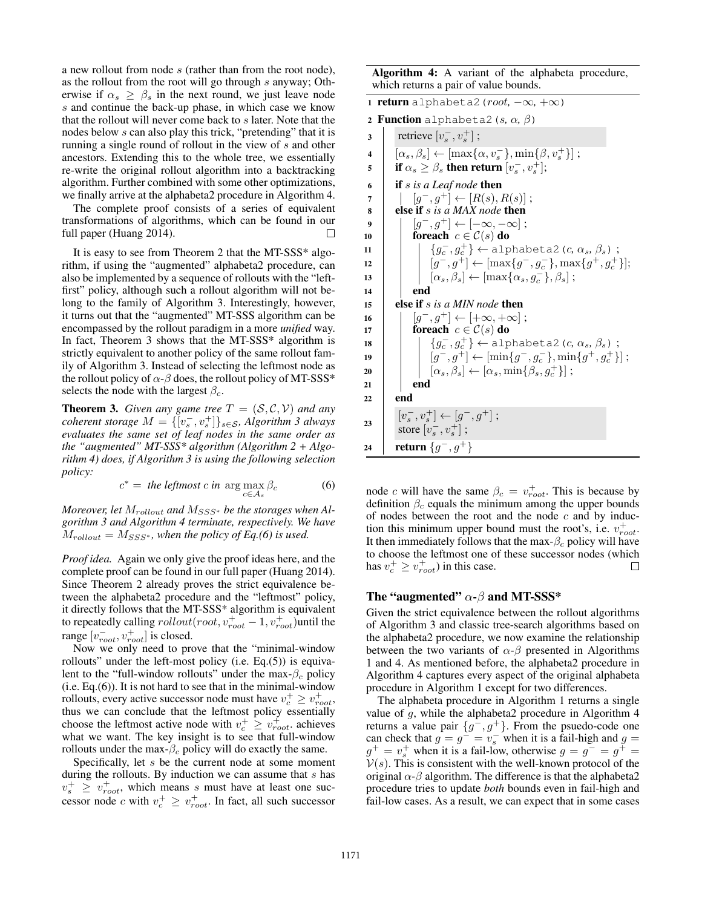a new rollout from node $s$ (rather than from the root node), as the rollout from the root will go through $s$ anyway; Otherwise if $\alpha_s \geq \beta_s$ in the next round, we just leave node $s$ and continue the back-up phase, in which case we know that the rollout will never come back to $s$ later. Note that the nodes below $s$ can also play this trick, "pretending" that it is running a single round of rollout in the view of $s$ and other ancestors. Extending this to the whole tree, we essentially re-write the original rollout algorithm into a backtracking algorithm. Further combined with some other optimizations, we finally arrive at the alphabeta2 procedure in Algorithm 4.

The complete proof consists of a series of equivalent transformations of algorithms, which can be found in our full paper (Huang 2014). □

It is easy to see from Theorem 2 that the MT-SSS* algorithm, if using the "augmented" alphabeta2 procedure, can also be implemented by a sequence of rollouts with the "left-first" policy, although such a rollout algorithm will not belong to the family of Algorithm 3. Interestingly, however, it turns out that the "augmented" MT-SSS algorithm can be encompassed by the rollout paradigm in a more *unified* way. In fact, Theorem 3 shows that the MT-SSS* algorithm is strictly equivalent to another policy of the same rollout family of Algorithm 3. Instead of selecting the leftmost node as the rollout policy of $\alpha$-$\beta$ does, the rollout policy of MT-SSS* selects the node with the largest $\beta_c$.

**Theorem 3.** *Given any game tree $T = (\mathcal{S}, \mathcal{C}, \mathcal{V})$ and any coherent storage $M = \{[v_s^-, v_s^+]\}_{s\in\mathcal{S}}$, Algorithm 3 always evaluates the same set of leaf nodes in the same order as the "augmented" MT-SSS* algorithm (Algorithm 2 + Algorithm 4) does, if Algorithm 3 is using the following selection policy:*

$$c^* = \text{ the leftmost } c \text{ in } \arg\max_{c\in\mathcal{A}_s} \beta_c \tag{6}$$

*Moreover, let $M_{rollout}$ and $M_{SSS^*}$ be the storages when Algorithm 3 and Algorithm 4 terminate, respectively. We have $M_{rollout} = M_{SSS^*}$, when the policy of Eq.(6) is used.*

*Proof idea.* Again we only give the proof ideas here, and the complete proof can be found in our full paper (Huang 2014). Since Theorem 2 already proves the strict equivalence between the alphabeta2 procedure and the "leftmost" policy, it directly follows that the MT-SSS* algorithm is equivalent to repeatedly calling $rollout(root, v_{root}^+ - 1, v_{root}^+)$until the range $[v_{root}^-, v_{root}^+]$ is closed.

Now we only need to prove that the "minimal-window rollouts" under the left-most policy (i.e. Eq.(5)) is equivalent to the "full-window rollouts" under the max-$\beta_c$ policy (i.e. Eq.(6)). It is not hard to see that in the minimal-window rollouts, every active successor node must have $v_c^+ \geq v_{root}^+$, thus we can conclude that the leftmost policy essentially choose the leftmost active node with $v_c^+ \geq v_{root}^+$. achieves what we want. The key insight is to see that full-window rollouts under the max-$\beta_c$ policy will do exactly the same.

Specifically, let $s$ be the current node at some moment during the rollouts. By induction we can assume that $s$ has $v_s^+ \geq v_{root}^+$, which means $s$ must have at least one successor node $c$ with $v_c^+ \geq v_{root}^+$. In fact, all such successor node $c$ will have the same $\beta_c = v_{root}^+$. This is because by definition $\beta_c$ equals the minimum among the upper bounds of nodes between the root and the node $c$ and by induction this minimum upper bound must the root's, i.e. $v_{root}^+$. It then immediately follows that the max-$\beta_c$ policy will have to choose the leftmost one of these successor nodes (which has $v_c^+ \geq v_{root}^+$) in this case. □

**Algorithm 4:** A variant of the alphabeta procedure, which returns a pair of value bounds.

```
1  return alphabeta2(root, −∞, +∞)
2  Function alphabeta2(s, α, β)
3      retrieve [v_s^-, v_s^+] ;
4      [α_s, β_s] ← [max{α, v_s^-}, min{β, v_s^+}] ;
5      if α_s ≥ β_s then return [v_s^-, v_s^+];
6      if s is a Leaf node then
7          [g^-, g^+] ← [R(s), R(s)] ;
8      else if s is a MAX node then
9          [g^-, g^+] ← [−∞, −∞] ;
10         foreach c ∈ C(s) do
11             {g_c^-, g_c^+} ← alphabeta2(c, α_s, β_s) ;
12             [g^-, g^+] ← [max{g^-, g_c^-}, max{g^+, g_c^+}];
13             [α_s, β_s] ← [max{α_s, g_c^-}, β_s] ;
14         end
15     else if s is a MIN node then
16         [g^-, g^+] ← [+∞, +∞] ;
17         foreach c ∈ C(s) do
18             {g_c^-, g_c^+} ← alphabeta2(c, α_s, β_s) ;
19             [g^-, g^+] ← [min{g^-, g_c^-}, min{g^+, g_c^+}] ;
20             [α_s, β_s] ← [α_s, min{β_s, g_c^+}] ;
21         end
22     end
23     [v_s^-, v_s^+] ← [g^-, g^+] ;
       store [v_s^-, v_s^+] ;
24     return {g^-, g^+}
```

## The "augmented" $\alpha$-$\beta$ and MT-SSS*

Given the strict equivalence between the rollout algorithms of Algorithm 3 and classic tree-search algorithms based on the alphabeta2 procedure, we now examine the relationship between the two variants of $\alpha$-$\beta$ presented in Algorithms 1 and 4. As mentioned before, the alphabeta2 procedure in Algorithm 4 captures every aspect of the original alphabeta procedure in Algorithm 1 except for two differences.

The alphabeta procedure in Algorithm 1 returns a single value of $g$, while the alphabeta2 procedure in Algorithm 4 returns a value pair $\{g^-, g^+\}$. From the psuedo-code one can check that $g = g^- = v_s^-$ when it is a fail-high and $g = g^+ = v_s^+$ when it is a fail-low, otherwise $g = g^- = g^+ = \mathcal{V}(s)$. This is consistent with the well-known protocol of the original $\alpha$-$\beta$ algorithm. The difference is that the alphabeta2 procedure tries to update *both* bounds even in fail-high and fail-low cases. As a result, we can expect that in some cases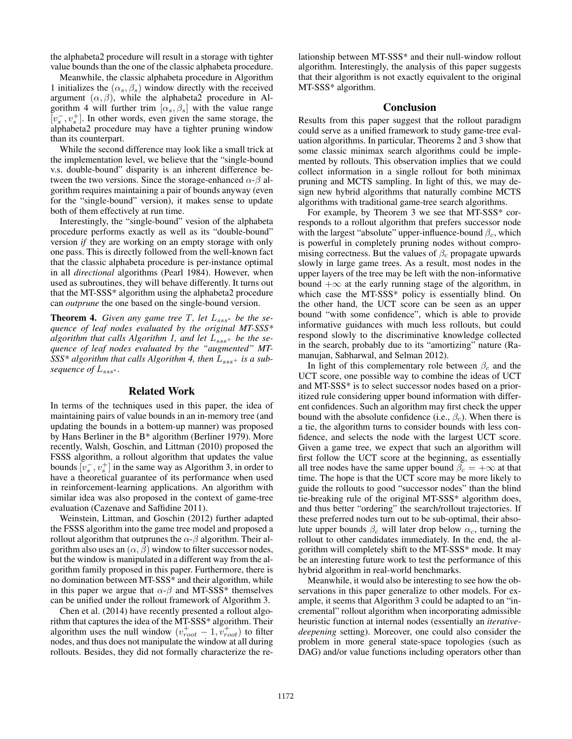the alphabeta2 procedure will result in a storage with tighter value bounds than the one of the classic alphabeta procedure.

Meanwhile, the classic alphabeta procedure in Algorithm 1 initializes the $(\alpha_s, \beta_s)$ window directly with the received argument $(\alpha, \beta)$, while the alphabeta2 procedure in Algorithm 4 will further trim $[\alpha_s, \beta_s]$ with the value range $[v_s^-, v_s^+]$. In other words, even given the same storage, the alphabeta2 procedure may have a tighter pruning window than its counterpart.

While the second difference may look like a small trick at the implementation level, we believe that the "single-bound v.s. double-bound" disparity is an inherent difference between the two versions. Since the storage-enhanced $\alpha$-$\beta$ algorithm requires maintaining a pair of bounds anyway (even for the "single-bound" version), it makes sense to update both of them effectively at run time.

Interestingly, the "single-bound" vesion of the alphabeta procedure performs exactly as well as its "double-bound" version *if* they are working on an empty storage with only one pass. This is directly followed from the well-known fact that the classic alphabeta procedure is per-instance optimal in all *directional* algorithms (Pearl 1984). However, when used as subroutines, they will behave differently. It turns out that the MT-SSS* algorithm using the alphabeta2 procedure can *outprune* the one based on the single-bound version.

**Theorem 4.** *Given any game tree $T$, let $L_{sss^*}$ be the sequence of leaf nodes evaluated by the original MT-SSS* algorithm that calls Algorithm 1, and let $L_{sss^+}$ be the sequence of leaf nodes evaluated by the "augmented" MT-SSS* algorithm that calls Algorithm 4, then $L_{sss^+}$ is a subsequence of $L_{sss^*}$.*

## Related Work

In terms of the techniques used in this paper, the idea of maintaining pairs of value bounds in an in-memory tree (and updating the bounds in a bottom-up manner) was proposed by Hans Berliner in the B* algorithm (Berliner 1979). More recently, Walsh, Goschin, and Littman (2010) proposed the FSSS algorithm, a rollout algorithm that updates the value bounds $[v_s^-, v_s^+]$ in the same way as Algorithm 3, in order to have a theoretical guarantee of its performance when used in reinforcement-learning applications. An algorithm with similar idea was also proposed in the context of game-tree evaluation (Cazenave and Saffidine 2011).

Weinstein, Littman, and Goschin (2012) further adapted the FSSS algorithm into the game tree model and proposed a rollout algorithm that outprunes the $\alpha$-$\beta$ algorithm. Their algorithm also uses an $(\alpha, \beta)$ window to filter successor nodes, but the window is manipulated in a different way from the algorithm family proposed in this paper. Furthermore, there is no domination between MT-SSS* and their algorithm, while in this paper we argue that $\alpha$-$\beta$ and MT-SSS* themselves can be unified under the rollout framework of Algorithm 3.

Chen et al. (2014) have recently presented a rollout algorithm that captures the idea of the MT-SSS* algorithm. Their algorithm uses the null window $(v_{root}^+ - 1, v_{root}^+)$ to filter nodes, and thus does not manipulate the window at all during rollouts. Besides, they did not formally characterize the relationship between MT-SSS* and their null-window rollout algorithm. Interestingly, the analysis of this paper suggests that their algorithm is not exactly equivalent to the original MT-SSS* algorithm.

## Conclusion

Results from this paper suggest that the rollout paradigm could serve as a unified framework to study game-tree evaluation algorithms. In particular, Theorems 2 and 3 show that some classic minimax search algorithms could be implemented by rollouts. This observation implies that we could collect information in a single rollout for both minimax pruning and MCTS sampling. In light of this, we may design new hybrid algorithms that naturally combine MCTS algorithms with traditional game-tree search algorithms.

For example, by Theorem 3 we see that MT-SSS* corresponds to a rollout algorithm that prefers successor node with the largest "absolute" upper-influence-bound $\beta_c$, which is powerful in completely pruning nodes without compromising correctness. But the values of $\beta_c$ propagate upwards slowly in large game trees. As a result, most nodes in the upper layers of the tree may be left with the non-informative bound $+\infty$ at the early running stage of the algorithm, in which case the MT-SSS* policy is essentially blind. On the other hand, the UCT score can be seen as an upper bound "with some confidence", which is able to provide informative guidances with much less rollouts, but could respond slowly to the discriminative knowledge collected in the search, probably due to its "amortizing" nature (Ramanujan, Sabharwal, and Selman 2012).

In light of this complementary role between $\beta_c$ and the UCT score, one possible way to combine the ideas of UCT and MT-SSS* is to select successor nodes based on a prioritized rule considering upper bound information with different confidences. Such an algorithm may first check the upper bound with the absolute confidence (i.e., $\beta_c$). When there is a tie, the algorithm turns to consider bounds with less confidence, and selects the node with the largest UCT score. Given a game tree, we expect that such an algorithm will first follow the UCT score at the beginning, as essentially all tree nodes have the same upper bound $\beta_c = +\infty$ at that time. The hope is that the UCT score may be more likely to guide the rollouts to good "successor nodes" than the blind tie-breaking rule of the original MT-SSS* algorithm does, and thus better "ordering" the search/rollout trajectories. If these preferred nodes turn out to be sub-optimal, their absolute upper bounds $\beta_c$ will later drop below $\alpha_c$, turning the rollout to other candidates immediately. In the end, the algorithm will completely shift to the MT-SSS* mode. It may be an interesting future work to test the performance of this hybrid algorithm in real-world benchmarks.

Meanwhile, it would also be interesting to see how the observations in this paper generalize to other models. For example, it seems that Algorithm 3 could be adapted to an "incremental" rollout algorithm when incorporating admissible heuristic function at internal nodes (essentially an *iterative-deepening* setting). Moreover, one could also consider the problem in more general state-space topologies (such as DAG) and/or value functions including operators other than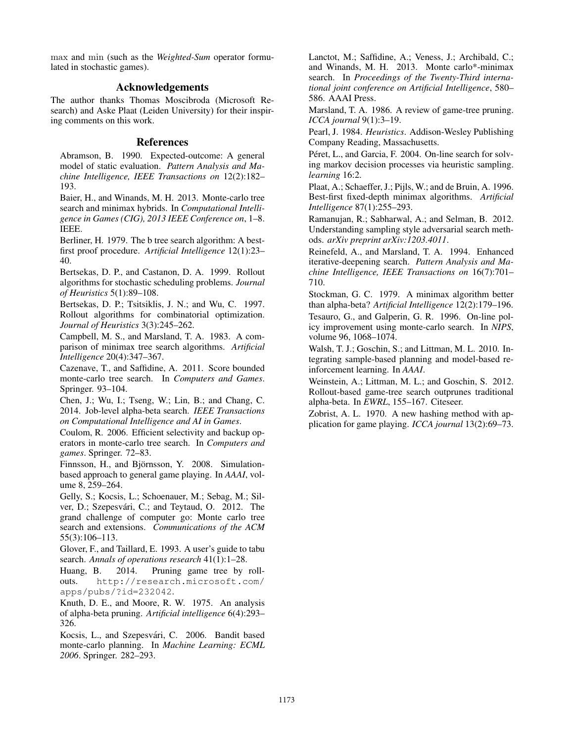max and min (such as the *Weighted-Sum* operator formulated in stochastic games).

## Acknowledgements

The author thanks Thomas Moscibroda (Microsoft Research) and Aske Plaat (Leiden University) for their inspiring comments on this work.

## References

Abramson, B. 1990. Expected-outcome: A general model of static evaluation. *Pattern Analysis and Machine Intelligence, IEEE Transactions on* 12(2):182–193.

Baier, H., and Winands, M. H. 2013. Monte-carlo tree search and minimax hybrids. In *Computational Intelligence in Games (CIG), 2013 IEEE Conference on*, 1–8. IEEE.

Berliner, H. 1979. The b tree search algorithm: A best-first proof procedure. *Artificial Intelligence* 12(1):23–40.

Bertsekas, D. P., and Castanon, D. A. 1999. Rollout algorithms for stochastic scheduling problems. *Journal of Heuristics* 5(1):89–108.

Bertsekas, D. P.; Tsitsiklis, J. N.; and Wu, C. 1997. Rollout algorithms for combinatorial optimization. *Journal of Heuristics* 3(3):245–262.

Campbell, M. S., and Marsland, T. A. 1983. A comparison of minimax tree search algorithms. *Artificial Intelligence* 20(4):347–367.

Cazenave, T., and Saffidine, A. 2011. Score bounded monte-carlo tree search. In *Computers and Games*. Springer. 93–104.

Chen, J.; Wu, I.; Tseng, W.; Lin, B.; and Chang, C. 2014. Job-level alpha-beta search. *IEEE Transactions on Computational Intelligence and AI in Games*.

Coulom, R. 2006. Efficient selectivity and backup operators in monte-carlo tree search. In *Computers and games*. Springer. 72–83.

Finnsson, H., and Björnsson, Y. 2008. Simulation-based approach to general game playing. In *AAAI*, volume 8, 259–264.

Gelly, S.; Kocsis, L.; Schoenauer, M.; Sebag, M.; Silver, D.; Szepesvári, C.; and Teytaud, O. 2012. The grand challenge of computer go: Monte carlo tree search and extensions. *Communications of the ACM* 55(3):106–113.

Glover, F., and Taillard, E. 1993. A user's guide to tabu search. *Annals of operations research* 41(1):1–28.

Huang, B. 2014. Pruning game tree by rollouts. http://research.microsoft.com/apps/pubs/?id=232042.

Knuth, D. E., and Moore, R. W. 1975. An analysis of alpha-beta pruning. *Artificial intelligence* 6(4):293–326.

Kocsis, L., and Szepesvári, C. 2006. Bandit based monte-carlo planning. In *Machine Learning: ECML 2006*. Springer. 282–293.

Lanctot, M.; Saffidine, A.; Veness, J.; Archibald, C.; and Winands, M. H. 2013. Monte carlo*-minimax search. In *Proceedings of the Twenty-Third international joint conference on Artificial Intelligence*, 580–586. AAAI Press.

Marsland, T. A. 1986. A review of game-tree pruning. *ICCA journal* 9(1):3–19.

Pearl, J. 1984. *Heuristics*. Addison-Wesley Publishing Company Reading, Massachusetts.

Péret, L., and Garcia, F. 2004. On-line search for solving markov decision processes via heuristic sampling. *learning* 16:2.

Plaat, A.; Schaeffer, J.; Pijls, W.; and de Bruin, A. 1996. Best-first fixed-depth minimax algorithms. *Artificial Intelligence* 87(1):255–293.

Ramanujan, R.; Sabharwal, A.; and Selman, B. 2012. Understanding sampling style adversarial search methods. *arXiv preprint arXiv:1203.4011*.

Reinefeld, A., and Marsland, T. A. 1994. Enhanced iterative-deepening search. *Pattern Analysis and Machine Intelligence, IEEE Transactions on* 16(7):701–710.

Stockman, G. C. 1979. A minimax algorithm better than alpha-beta? *Artificial Intelligence* 12(2):179–196.

Tesauro, G., and Galperin, G. R. 1996. On-line policy improvement using monte-carlo search. In *NIPS*, volume 96, 1068–1074.

Walsh, T. J.; Goschin, S.; and Littman, M. L. 2010. Integrating sample-based planning and model-based reinforcement learning. In *AAAI*.

Weinstein, A.; Littman, M. L.; and Goschin, S. 2012. Rollout-based game-tree search outprunes traditional alpha-beta. In *EWRL*, 155–167. Citeseer.

Zobrist, A. L. 1970. A new hashing method with application for game playing. *ICCA journal* 13(2):69–73.